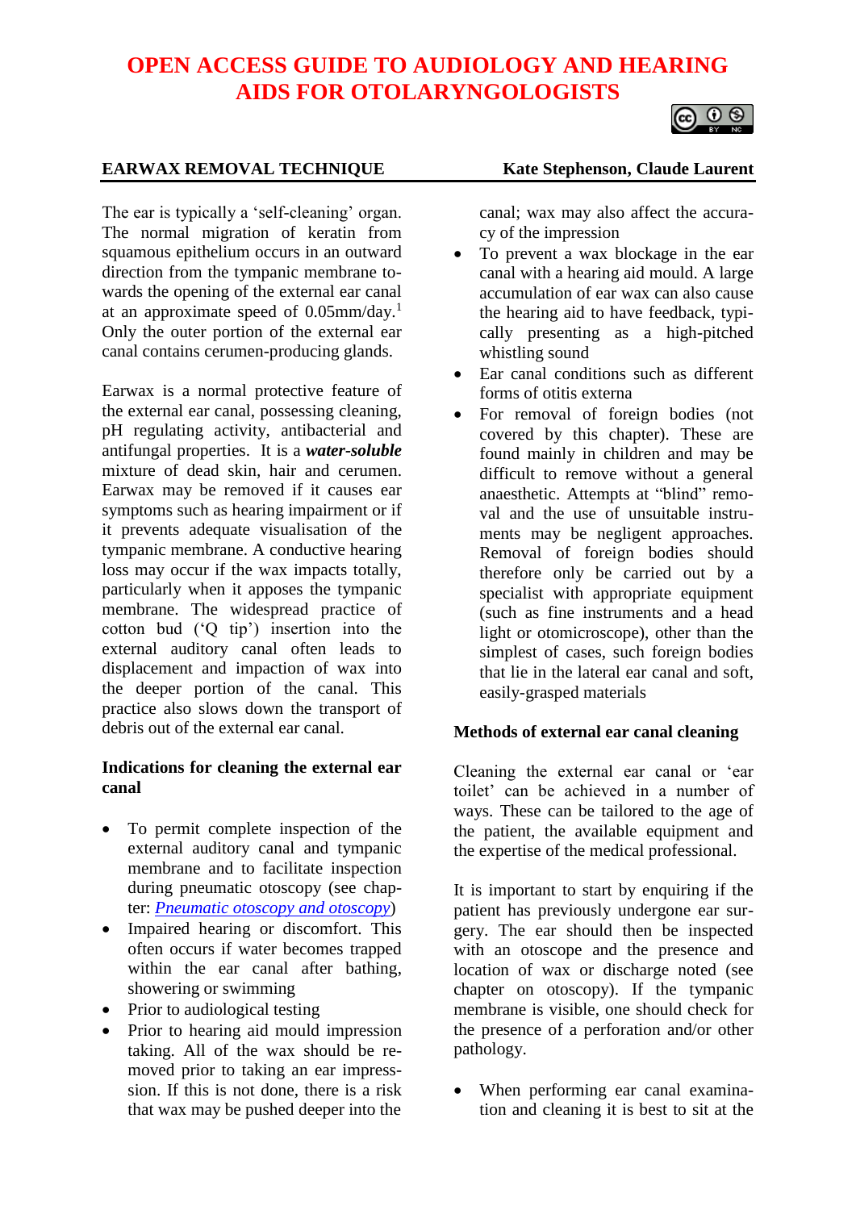# OPEN ACCESS GUIDE TO AUDIOLOGY AND HEARING AIDS FOR OTOLARYNGOLOGISTS

## EARWAX REMOVAL TECHNIQUE

**Kate Stephenson, Claude Laurent**

The ear is typically a 'self-cleaning' organ. The normal migration of keratin from squamous epithelium occurs in an outward direction from the tympanic membrane towards the opening of the external ear canal at an approximate speed of 0.05mm/day.[1] Only the outer portion of the external ear canal contains cerumen-producing glands.

Earwax is a normal protective feature of the external ear canal, possessing cleaning, pH regulating activity, antibacterial and antifungal properties. It is a ***water-soluble*** mixture of dead skin, hair and cerumen. Earwax may be removed if it causes ear symptoms such as hearing impairment or if it prevents adequate visualisation of the tympanic membrane. A conductive hearing loss may occur if the wax impacts totally, particularly when it apposes the tympanic membrane. The widespread practice of cotton bud ('Q tip') insertion into the external auditory canal often leads to displacement and impaction of wax into the deeper portion of the canal. This practice also slows down the transport of debris out of the external ear canal.

### Indications for cleaning the external ear canal

- To permit complete inspection of the external auditory canal and tympanic membrane and to facilitate inspection during pneumatic otoscopy (see chapter: *Pneumatic otoscopy and otoscopy*)
- Impaired hearing or discomfort. This often occurs if water becomes trapped within the ear canal after bathing, showering or swimming
- Prior to audiological testing
- Prior to hearing aid mould impression taking. All of the wax should be removed prior to taking an ear impression. If this is not done, there is a risk that wax may be pushed deeper into the canal; wax may also affect the accuracy of the impression
- To prevent a wax blockage in the ear canal with a hearing aid mould. A large accumulation of ear wax can also cause the hearing aid to have feedback, typically presenting as a high-pitched whistling sound
- Ear canal conditions such as different forms of otitis externa
- For removal of foreign bodies (not covered by this chapter). These are found mainly in children and may be difficult to remove without a general anaesthetic. Attempts at "blind" removal and the use of unsuitable instruments may be negligent approaches. Removal of foreign bodies should therefore only be carried out by a specialist with appropriate equipment (such as fine instruments and a head light or otomicroscope), other than the simplest of cases, such foreign bodies that lie in the lateral ear canal and soft, easily-grasped materials

### Methods of external ear canal cleaning

Cleaning the external ear canal or 'ear toilet' can be achieved in a number of ways. These can be tailored to the age of the patient, the available equipment and the expertise of the medical professional.

It is important to start by enquiring if the patient has previously undergone ear surgery. The ear should then be inspected with an otoscope and the presence and location of wax or discharge noted (see chapter on otoscopy). If the tympanic membrane is visible, one should check for the presence of a perforation and/or other pathology.

- When performing ear canal examination and cleaning it is best to sit at the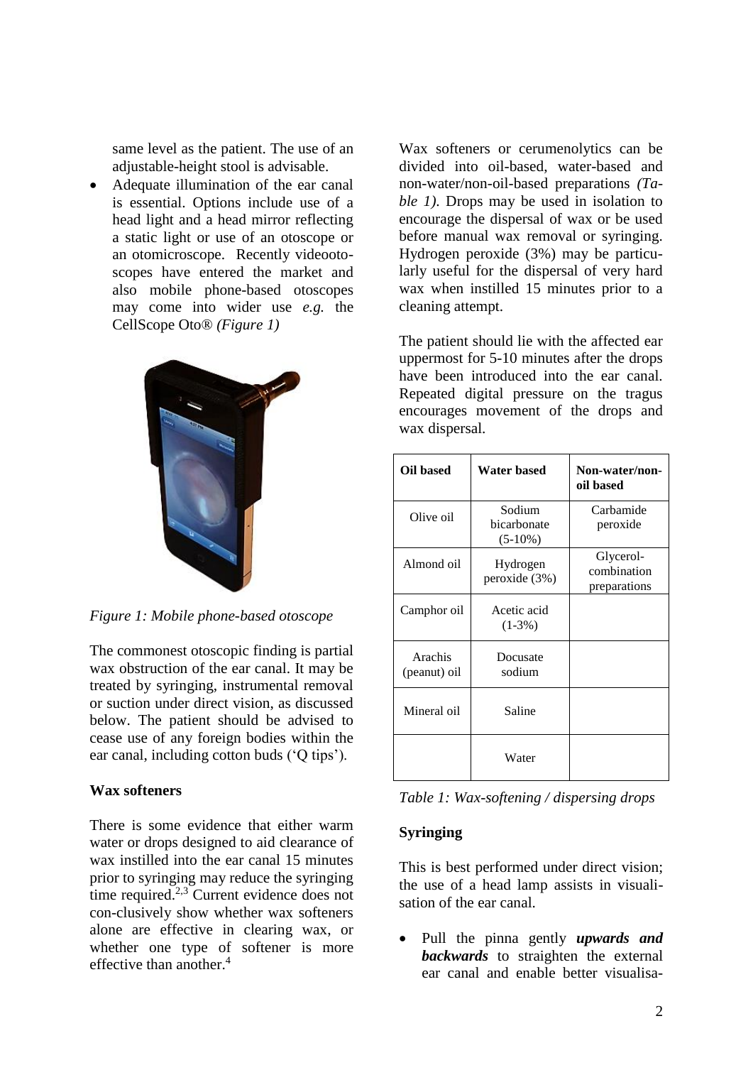same level as the patient. The use of an adjustable-height stool is advisable.

- Adequate illumination of the ear canal is essential. Options include use of a head light and a head mirror reflecting a static light or use of an otoscope or an otomicroscope. Recently videootoscopes have entered the market and also mobile phone-based otoscopes may come into wider use *e.g.* the CellScope Oto® *(Figure 1)*

*Figure 1: Mobile phone-based otoscope*

The commonest otoscopic finding is partial wax obstruction of the ear canal. It may be treated by syringing, instrumental removal or suction under direct vision, as discussed below. The patient should be advised to cease use of any foreign bodies within the ear canal, including cotton buds ('Q tips').

**Wax softeners**

There is some evidence that either warm water or drops designed to aid clearance of wax instilled into the ear canal 15 minutes prior to syringing may reduce the syringing time required.[2,3] Current evidence does not con-clusively show whether wax softeners alone are effective in clearing wax, or whether one type of softener is more effective than another.[4]

Wax softeners or cerumenolytics can be divided into oil-based, water-based and non-water/non-oil-based preparations *(Table 1)*. Drops may be used in isolation to encourage the dispersal of wax or be used before manual wax removal or syringing. Hydrogen peroxide (3%) may be particularly useful for the dispersal of very hard wax when instilled 15 minutes prior to a cleaning attempt.

The patient should lie with the affected ear uppermost for 5-10 minutes after the drops have been introduced into the ear canal. Repeated digital pressure on the tragus encourages movement of the drops and wax dispersal.

| Oil based | Water based | Non-water/non-oil based |
|---|---|---|
| Olive oil | Sodium bicarbonate (5-10%) | Carbamide peroxide |
| Almond oil | Hydrogen peroxide (3%) | Glycerol-combination preparations |
| Camphor oil | Acetic acid (1-3%) | |
| Arachis (peanut) oil | Docusate sodium | |
| Mineral oil | Saline | |
| | Water | |

*Table 1: Wax-softening / dispersing drops*

**Syringing**

This is best performed under direct vision; the use of a head lamp assists in visualisation of the ear canal.

- Pull the pinna gently ***upwards and backwards*** to straighten the external ear canal and enable better visualisa-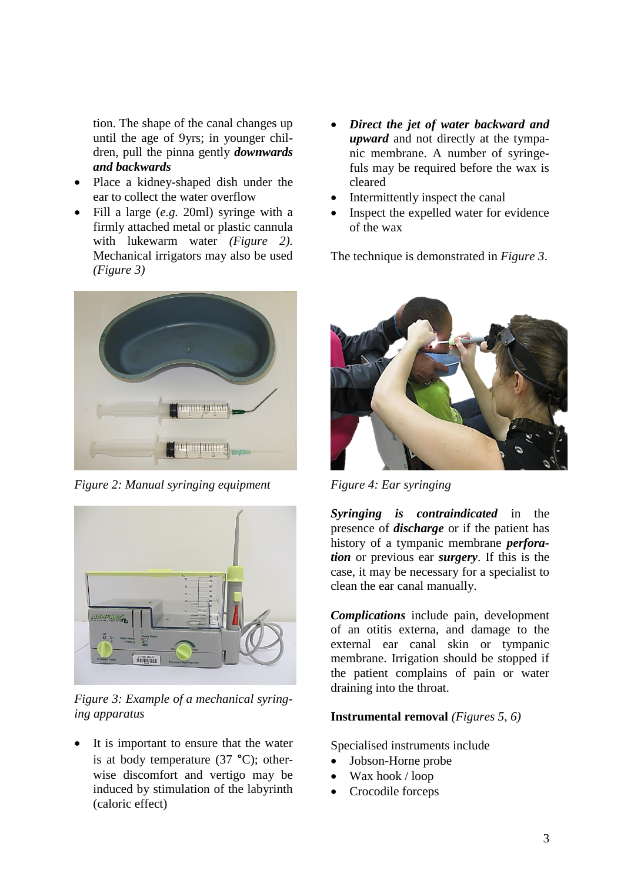tion. The shape of the canal changes up until the age of 9yrs; in younger children, pull the pinna gently ***downwards and backwards***

- Place a kidney-shaped dish under the ear to collect the water overflow
- Fill a large (*e.g.* 20ml) syringe with a firmly attached metal or plastic cannula with lukewarm water *(Figure 2).* Mechanical irrigators may also be used *(Figure 3)*

*Figure 2: Manual syringing equipment*

*Figure 3: Example of a mechanical syringing apparatus*

- It is important to ensure that the water is at body temperature (37 °C); otherwise discomfort and vertigo may be induced by stimulation of the labyrinth (caloric effect)
- ***Direct the jet of water backward and upward*** and not directly at the tympanic membrane. A number of syringefuls may be required before the wax is cleared
- Intermittently inspect the canal
- Inspect the expelled water for evidence of the wax

The technique is demonstrated in *Figure 3*.

*Figure 4: Ear syringing*

***Syringing is contraindicated*** in the presence of ***discharge*** or if the patient has history of a tympanic membrane ***perforation*** or previous ear ***surgery***. If this is the case, it may be necessary for a specialist to clean the ear canal manually.

***Complications*** include pain, development of an otitis externa, and damage to the external ear canal skin or tympanic membrane. Irrigation should be stopped if the patient complains of pain or water draining into the throat.

**Instrumental removal** *(Figures 5, 6)*

Specialised instruments include

- Jobson-Horne probe
- Wax hook / loop
- Crocodile forceps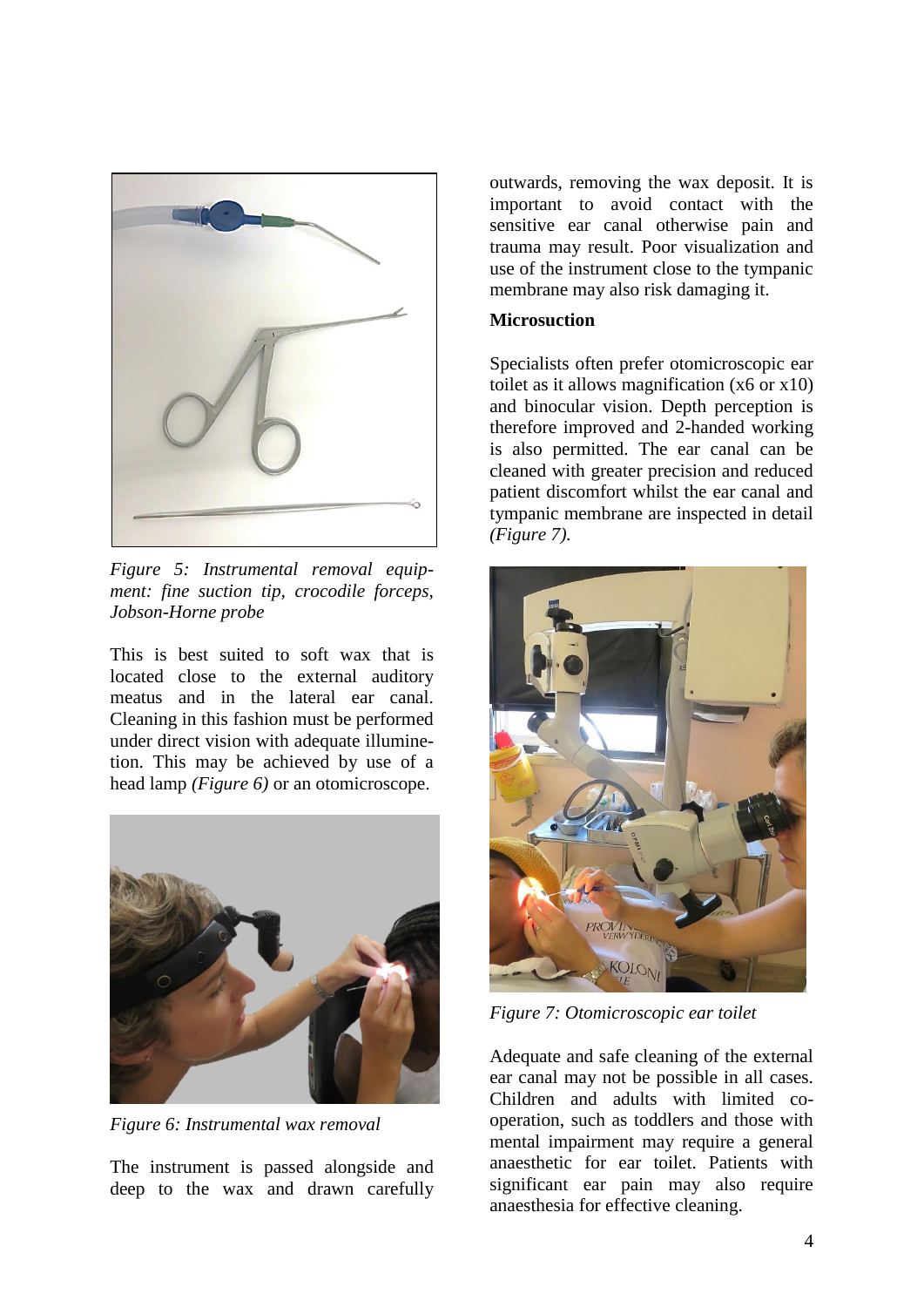*Figure 5: Instrumental removal equipment: fine suction tip, crocodile forceps, Jobson-Horne probe*

This is best suited to soft wax that is located close to the external auditory meatus and in the lateral ear canal. Cleaning in this fashion must be performed under direct vision with adequate illumination. This may be achieved by use of a head lamp *(Figure 6)* or an otomicroscope.

*Figure 6: Instrumental wax removal*

The instrument is passed alongside and deep to the wax and drawn carefully outwards, removing the wax deposit. It is important to avoid contact with the sensitive ear canal otherwise pain and trauma may result. Poor visualization and use of the instrument close to the tympanic membrane may also risk damaging it.

**Microsuction**

Specialists often prefer otomicroscopic ear toilet as it allows magnification (x6 or x10) and binocular vision. Depth perception is therefore improved and 2-handed working is also permitted. The ear canal can be cleaned with greater precision and reduced patient discomfort whilst the ear canal and tympanic membrane are inspected in detail *(Figure 7).*

*Figure 7: Otomicroscopic ear toilet*

Adequate and safe cleaning of the external ear canal may not be possible in all cases. Children and adults with limited co-operation, such as toddlers and those with mental impairment may require a general anaesthetic for ear toilet. Patients with significant ear pain may also require anaesthesia for effective cleaning.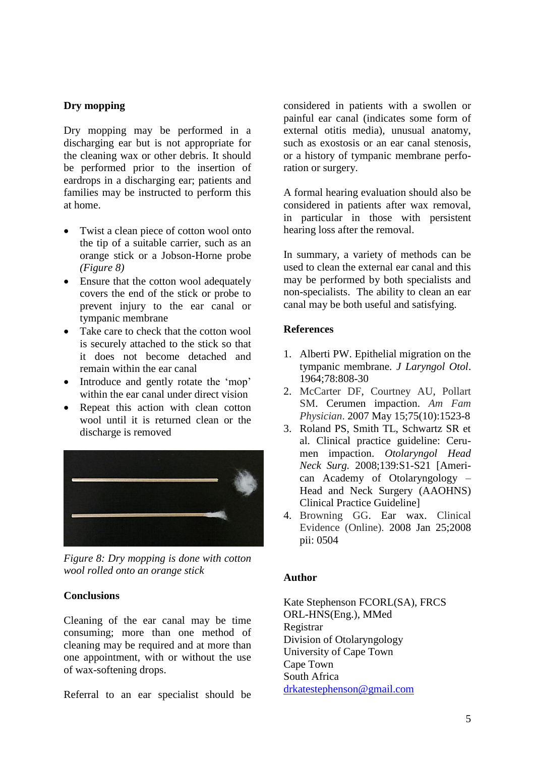### Dry mopping

Dry mopping may be performed in a discharging ear but is not appropriate for the cleaning wax or other debris. It should be performed prior to the insertion of eardrops in a discharging ear; patients and families may be instructed to perform this at home.

- Twist a clean piece of cotton wool onto the tip of a suitable carrier, such as an orange stick or a Jobson-Horne probe *(Figure 8)*
- Ensure that the cotton wool adequately covers the end of the stick or probe to prevent injury to the ear canal or tympanic membrane
- Take care to check that the cotton wool is securely attached to the stick so that it does not become detached and remain within the ear canal
- Introduce and gently rotate the 'mop' within the ear canal under direct vision
- Repeat this action with clean cotton wool until it is returned clean or the discharge is removed

*Figure 8: Dry mopping is done with cotton wool rolled onto an orange stick*

### Conclusions

Cleaning of the ear canal may be time consuming; more than one method of cleaning may be required and at more than one appointment, with or without the use of wax-softening drops.

Referral to an ear specialist should be considered in patients with a swollen or painful ear canal (indicates some form of external otitis media), unusual anatomy, such as exostosis or an ear canal stenosis, or a history of tympanic membrane perforation or surgery.

A formal hearing evaluation should also be considered in patients after wax removal, in particular in those with persistent hearing loss after the removal.

In summary, a variety of methods can be used to clean the external ear canal and this may be performed by both specialists and non-specialists. The ability to clean an ear canal may be both useful and satisfying.

### References

1. Alberti PW. Epithelial migration on the tympanic membrane. *J Laryngol Otol*. 1964;78:808-30
2. McCarter DF, Courtney AU, Pollart SM. Cerumen impaction. *Am Fam Physician*. 2007 May 15;75(10):1523-8
3. Roland PS, Smith TL, Schwartz SR et al. Clinical practice guideline: Cerumen impaction. *Otolaryngol Head Neck Surg*. 2008;139:S1-S21 [American Academy of Otolaryngology – Head and Neck Surgery (AAOHNS) Clinical Practice Guideline]
4. Browning GG. Ear wax. Clinical Evidence (Online). 2008 Jan 25;2008 pii: 0504

### Author

Kate Stephenson FCORL(SA), FRCS ORL-HNS(Eng.), MMed
Registrar
Division of Otolaryngology
University of Cape Town
Cape Town
South Africa
drkatestephenson@gmail.com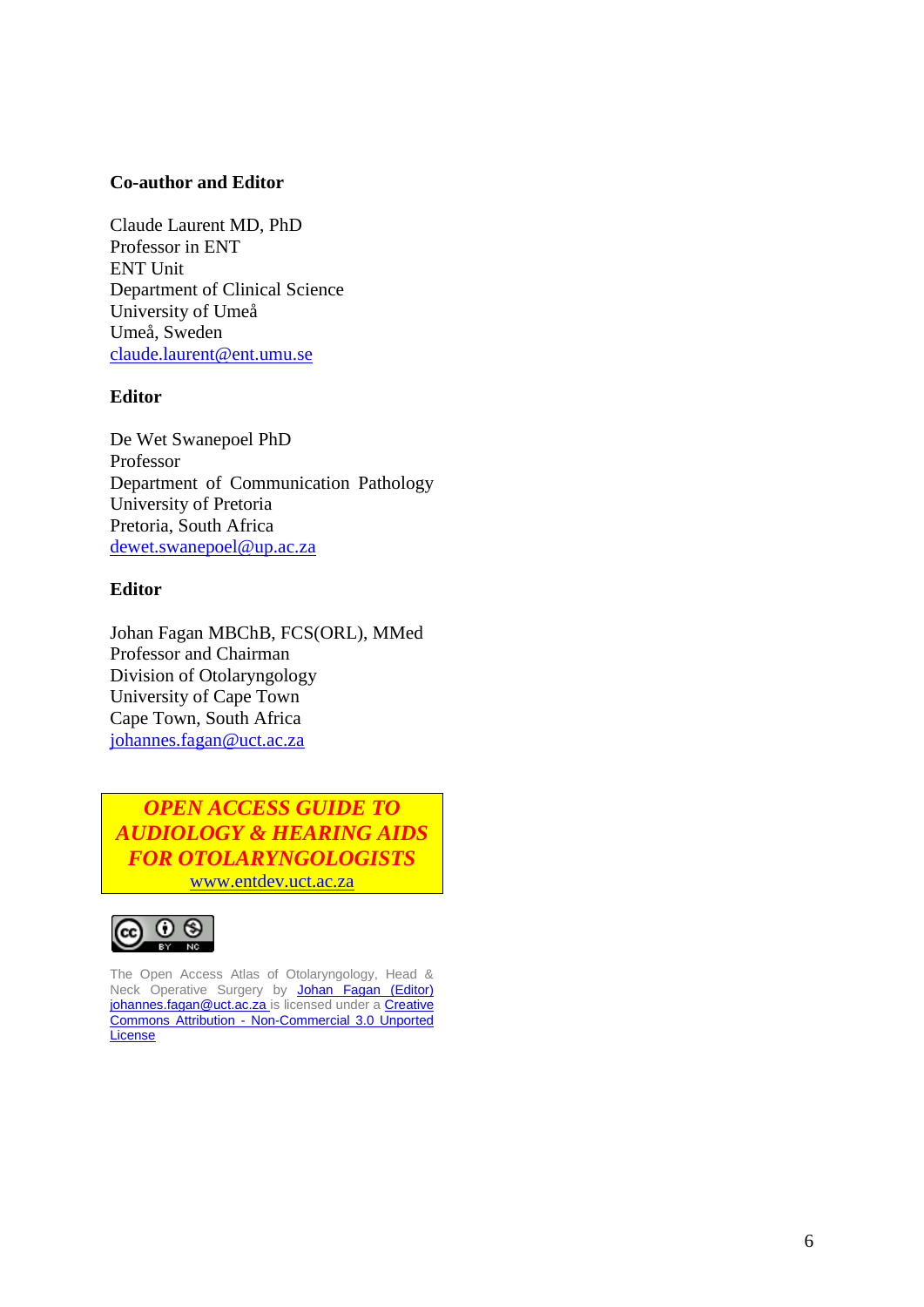**Co-author and Editor**

Claude Laurent MD, PhD
Professor in ENT
ENT Unit
Department of Clinical Science
University of Umeå
Umeå, Sweden
claude.laurent@ent.umu.se

**Editor**

De Wet Swanepoel PhD
Professor
Department of Communication Pathology
University of Pretoria
Pretoria, South Africa
dewet.swanepoel@up.ac.za

**Editor**

Johan Fagan MBChB, FCS(ORL), MMed
Professor and Chairman
Division of Otolaryngology
University of Cape Town
Cape Town, South Africa
johannes.fagan@uct.ac.za

***OPEN ACCESS GUIDE TO AUDIOLOGY & HEARING AIDS FOR OTOLARYNGOLOGISTS***
www.entdev.uct.ac.za

The Open Access Atlas of Otolaryngology, Head & Neck Operative Surgery by Johan Fagan (Editor) johannes.fagan@uct.ac.za is licensed under a Creative Commons Attribution - Non-Commercial 3.0 Unported License